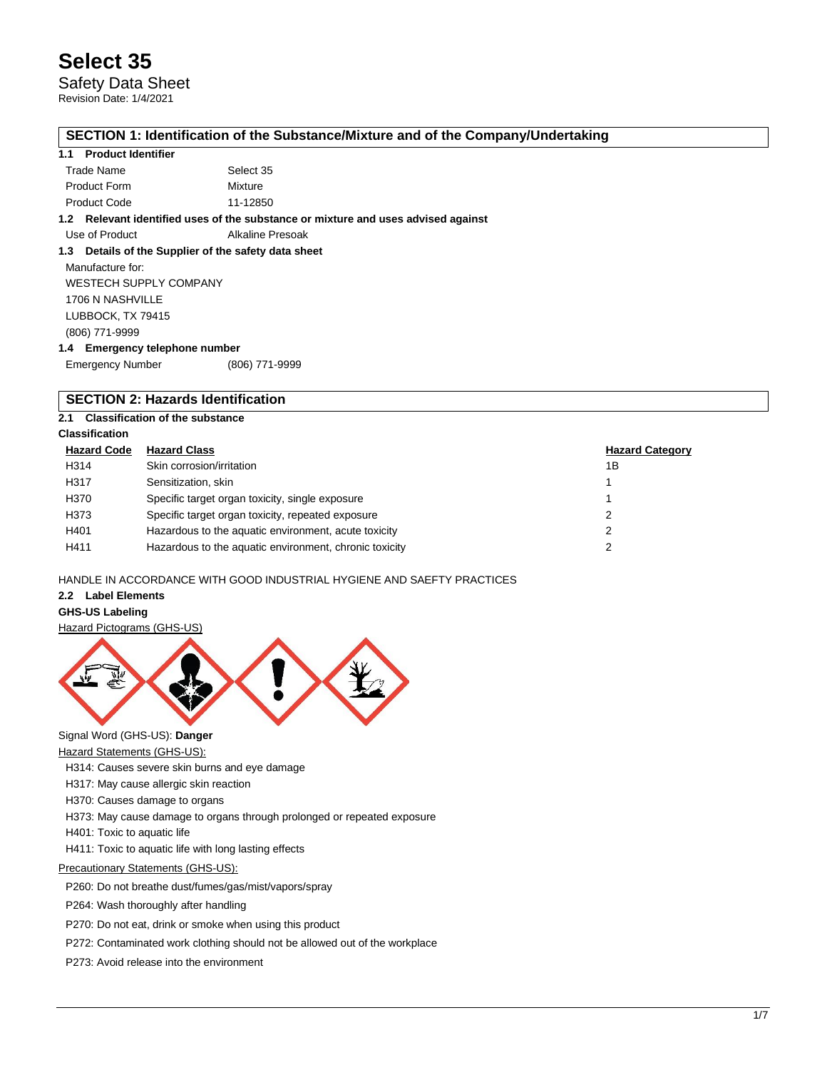# Select 35

Safety Data Sheet

Revision Date: 1/4/2021

## SECTION 1: Identification of the Substance/Mixture and of the Company/Undertaking

### 1.1 Product Identifier

| | |
|---|---|
| Trade Name | Select 35 |
| Product Form | Mixture |
| Product Code | 11-12850 |

### 1.2 Relevant identified uses of the substance or mixture and uses advised against

| | |
|---|---|
| Use of Product | Alkaline Presoak |

### 1.3 Details of the Supplier of the safety data sheet

Manufacture for:

WESTECH SUPPLY COMPANY

1706 N NASHVILLE

LUBBOCK, TX 79415

(806) 771-9999

### 1.4 Emergency telephone number

| | |
|---|---|
| Emergency Number | (806) 771-9999 |

## SECTION 2: Hazards Identification

### 2.1 Classification of the substance

**Classification**

| Hazard Code | Hazard Class | Hazard Category |
|---|---|---|
| H314 | Skin corrosion/irritation | 1B |
| H317 | Sensitization, skin | 1 |
| H370 | Specific target organ toxicity, single exposure | 1 |
| H373 | Specific target organ toxicity, repeated exposure | 2 |
| H401 | Hazardous to the aquatic environment, acute toxicity | 2 |
| H411 | Hazardous to the aquatic environment, chronic toxicity | 2 |

HANDLE IN ACCORDANCE WITH GOOD INDUSTRIAL HYGIENE AND SAEFTY PRACTICES

### 2.2 Label Elements

**GHS-US Labeling**

Hazard Pictograms (GHS-US)

Signal Word (GHS-US): **Danger**

Hazard Statements (GHS-US):

H314: Causes severe skin burns and eye damage

H317: May cause allergic skin reaction

H370: Causes damage to organs

H373: May cause damage to organs through prolonged or repeated exposure

H401: Toxic to aquatic life

H411: Toxic to aquatic life with long lasting effects

Precautionary Statements (GHS-US):

P260: Do not breathe dust/fumes/gas/mist/vapors/spray

P264: Wash thoroughly after handling

P270: Do not eat, drink or smoke when using this product

P272: Contaminated work clothing should not be allowed out of the workplace

P273: Avoid release into the environment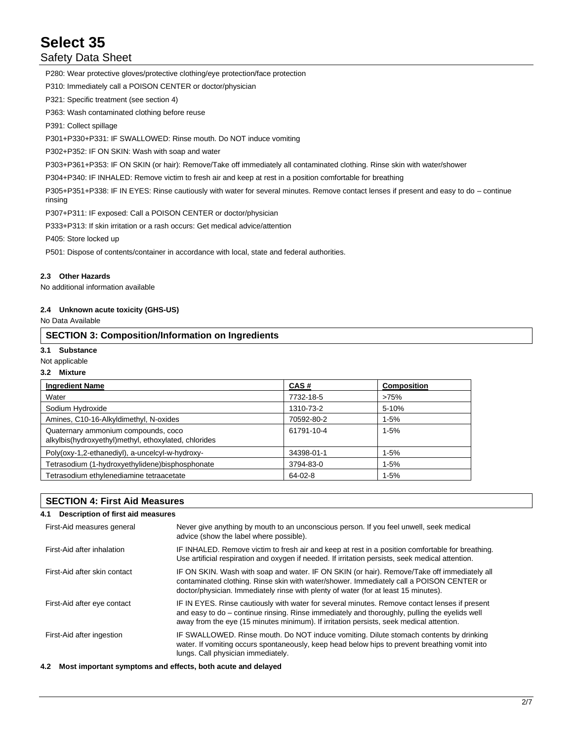P280: Wear protective gloves/protective clothing/eye protection/face protection

P310: Immediately call a POISON CENTER or doctor/physician

P321: Specific treatment (see section 4)

P363: Wash contaminated clothing before reuse

P391: Collect spillage

P301+P330+P331: IF SWALLOWED: Rinse mouth. Do NOT induce vomiting

P302+P352: IF ON SKIN: Wash with soap and water

P303+P361+P353: IF ON SKIN (or hair): Remove/Take off immediately all contaminated clothing. Rinse skin with water/shower

P304+P340: IF INHALED: Remove victim to fresh air and keep at rest in a position comfortable for breathing

P305+P351+P338: IF IN EYES: Rinse cautiously with water for several minutes. Remove contact lenses if present and easy to do – continue rinsing

P307+P311: IF exposed: Call a POISON CENTER or doctor/physician

P333+P313: If skin irritation or a rash occurs: Get medical advice/attention

P405: Store locked up

P501: Dispose of contents/container in accordance with local, state and federal authorities.

**2.3 Other Hazards**

No additional information available

**2.4 Unknown acute toxicity (GHS-US)**

No Data Available

## SECTION 3: Composition/Information on Ingredients

**3.1 Substance**

Not applicable

**3.2 Mixture**

| Ingredient Name | CAS # | Composition |
|---|---|---|
| Water | 7732-18-5 | >75% |
| Sodium Hydroxide | 1310-73-2 | 5-10% |
| Amines, C10-16-Alkyldimethyl, N-oxides | 70592-80-2 | 1-5% |
| Quaternary ammonium compounds, coco alkylbis(hydroxyethyl)methyl, ethoxylated, chlorides | 61791-10-4 | 1-5% |
| Poly(oxy-1,2-ethanediyl), a-uncelcyl-w-hydroxy- | 34398-01-1 | 1-5% |
| Tetrasodium (1-hydroxyethylidene)bisphosphonate | 3794-83-0 | 1-5% |
| Tetrasodium ethylenediamine tetraacetate | 64-02-8 | 1-5% |

## SECTION 4: First Aid Measures

**4.1 Description of first aid measures**

| | |
|---|---|
| First-Aid measures general | Never give anything by mouth to an unconscious person. If you feel unwell, seek medical advice (show the label where possible). |
| First-Aid after inhalation | IF INHALED. Remove victim to fresh air and keep at rest in a position comfortable for breathing. Use artificial respiration and oxygen if needed. If irritation persists, seek medical attention. |
| First-Aid after skin contact | IF ON SKIN. Wash with soap and water. IF ON SKIN (or hair). Remove/Take off immediately all contaminated clothing. Rinse skin with water/shower. Immediately call a POISON CENTER or doctor/physician. Immediately rinse with plenty of water (for at least 15 minutes). |
| First-Aid after eye contact | IF IN EYES. Rinse cautiously with water for several minutes. Remove contact lenses if present and easy to do – continue rinsing. Rinse immediately and thoroughly, pulling the eyelids well away from the eye (15 minutes minimum). If irritation persists, seek medical attention. |
| First-Aid after ingestion | IF SWALLOWED. Rinse mouth. Do NOT induce vomiting. Dilute stomach contents by drinking water. If vomiting occurs spontaneously, keep head below hips to prevent breathing vomit into lungs. Call physician immediately. |

**4.2 Most important symptoms and effects, both acute and delayed**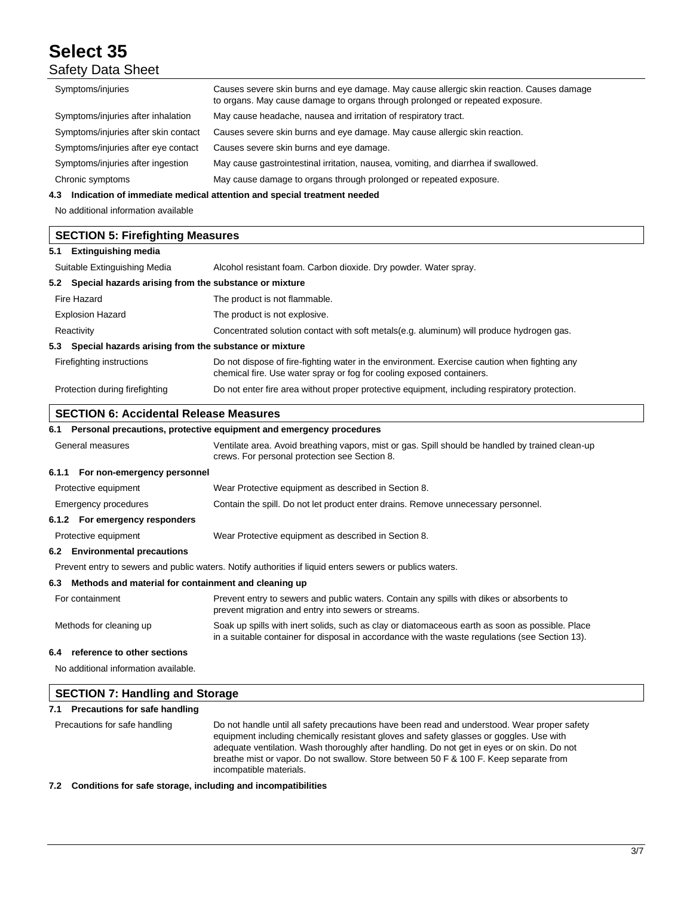| | |
|---|---|
| Symptoms/injuries | Causes severe skin burns and eye damage. May cause allergic skin reaction. Causes damage to organs. May cause damage to organs through prolonged or repeated exposure. |
| Symptoms/injuries after inhalation | May cause headache, nausea and irritation of respiratory tract. |
| Symptoms/injuries after skin contact | Causes severe skin burns and eye damage. May cause allergic skin reaction. |
| Symptoms/injuries after eye contact | Causes severe skin burns and eye damage. |
| Symptoms/injuries after ingestion | May cause gastrointestinal irritation, nausea, vomiting, and diarrhea if swallowed. |
| Chronic symptoms | May cause damage to organs through prolonged or repeated exposure. |

**4.3 Indication of immediate medical attention and special treatment needed**

No additional information available

## SECTION 5: Firefighting Measures

**5.1 Extinguishing media**

| | |
|---|---|
| Suitable Extinguishing Media | Alcohol resistant foam. Carbon dioxide. Dry powder. Water spray. |

**5.2 Special hazards arising from the substance or mixture**

| | |
|---|---|
| Fire Hazard | The product is not flammable. |
| Explosion Hazard | The product is not explosive. |
| Reactivity | Concentrated solution contact with soft metals(e.g. aluminum) will produce hydrogen gas. |

**5.3 Special hazards arising from the substance or mixture**

| | |
|---|---|
| Firefighting instructions | Do not dispose of fire-fighting water in the environment. Exercise caution when fighting any chemical fire. Use water spray or fog for cooling exposed containers. |
| Protection during firefighting | Do not enter fire area without proper protective equipment, including respiratory protection. |

## SECTION 6: Accidental Release Measures

**6.1 Personal precautions, protective equipment and emergency procedures**

| | |
|---|---|
| General measures | Ventilate area. Avoid breathing vapors, mist or gas. Spill should be handled by trained clean-up crews. For personal protection see Section 8. |

**6.1.1 For non-emergency personnel**

| | |
|---|---|
| Protective equipment | Wear Protective equipment as described in Section 8. |
| Emergency procedures | Contain the spill. Do not let product enter drains. Remove unnecessary personnel. |

**6.1.2 For emergency responders**

| | |
|---|---|
| Protective equipment | Wear Protective equipment as described in Section 8. |

**6.2 Environmental precautions**

Prevent entry to sewers and public waters. Notify authorities if liquid enters sewers or publics waters.

**6.3 Methods and material for containment and cleaning up**

| | |
|---|---|
| For containment | Prevent entry to sewers and public waters. Contain any spills with dikes or absorbents to prevent migration and entry into sewers or streams. |
| Methods for cleaning up | Soak up spills with inert solids, such as clay or diatomaceous earth as soon as possible. Place in a suitable container for disposal in accordance with the waste regulations (see Section 13). |

**6.4 reference to other sections**

No additional information available.

## SECTION 7: Handling and Storage

**7.1 Precautions for safe handling**

| | |
|---|---|
| Precautions for safe handling | Do not handle until all safety precautions have been read and understood. Wear proper safety equipment including chemically resistant gloves and safety glasses or goggles. Use with adequate ventilation. Wash thoroughly after handling. Do not get in eyes or on skin. Do not breathe mist or vapor. Do not swallow. Store between 50 F & 100 F. Keep separate from incompatible materials. |

**7.2 Conditions for safe storage, including and incompatibilities**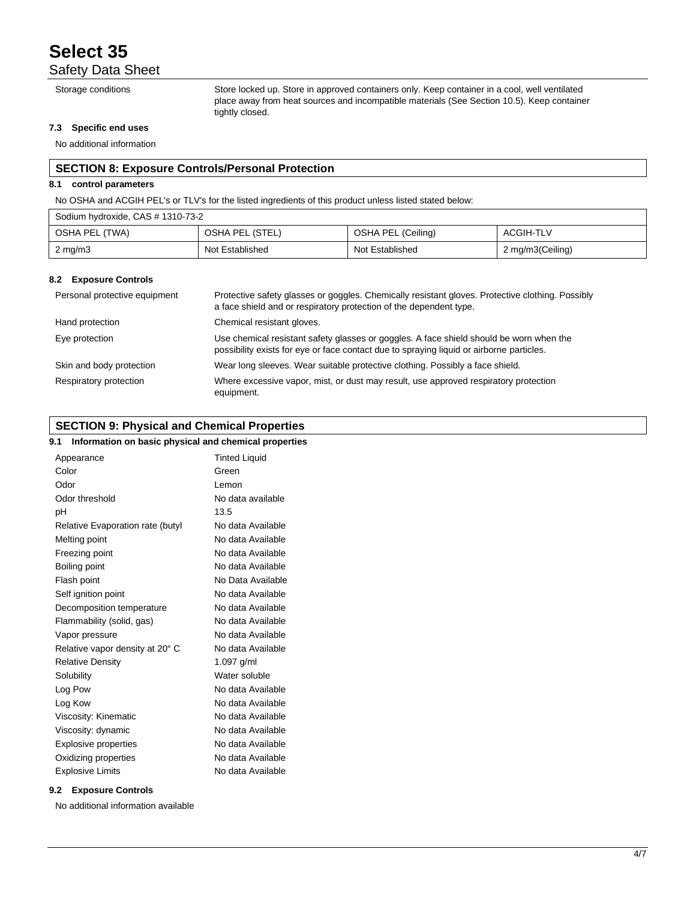| | |
|---|---|
| Storage conditions | Store locked up. Store in approved containers only. Keep container in a cool, well ventilated place away from heat sources and incompatible materials (See Section 10.5). Keep container tightly closed. |

### 7.3 Specific end uses

No additional information

## SECTION 8: Exposure Controls/Personal Protection

### 8.1 control parameters

No OSHA and ACGIH PEL's or TLV's for the listed ingredients of this product unless listed stated below:

| Sodium hydroxide, CAS # 1310-73-2 | | | |
|---|---|---|---|
| OSHA PEL (TWA) | OSHA PEL (STEL) | OSHA PEL (Ceiling) | ACGIH-TLV |
| 2 mg/m3 | Not Established | Not Established | 2 mg/m3(Ceiling) |

### 8.2 Exposure Controls

| | |
|---|---|
| Personal protective equipment | Protective safety glasses or goggles. Chemically resistant gloves. Protective clothing. Possibly a face shield and or respiratory protection of the dependent type. |
| Hand protection | Chemical resistant gloves. |
| Eye protection | Use chemical resistant safety glasses or goggles. A face shield should be worn when the possibility exists for eye or face contact due to spraying liquid or airborne particles. |
| Skin and body protection | Wear long sleeves. Wear suitable protective clothing. Possibly a face shield. |
| Respiratory protection | Where excessive vapor, mist, or dust may result, use approved respiratory protection equipment. |

## SECTION 9: Physical and Chemical Properties

### 9.1 Information on basic physical and chemical properties

| | |
|---|---|
| Appearance | Tinted Liquid |
| Color | Green |
| Odor | Lemon |
| Odor threshold | No data available |
| pH | 13.5 |
| Relative Evaporation rate (butyl | No data Available |
| Melting point | No data Available |
| Freezing point | No data Available |
| Boiling point | No data Available |
| Flash point | No Data Available |
| Self ignition point | No data Available |
| Decomposition temperature | No data Available |
| Flammability (solid, gas) | No data Available |
| Vapor pressure | No data Available |
| Relative vapor density at 20° C | No data Available |
| Relative Density | 1.097 g/ml |
| Solubility | Water soluble |
| Log Pow | No data Available |
| Log Kow | No data Available |
| Viscosity: Kinematic | No data Available |
| Viscosity: dynamic | No data Available |
| Explosive properties | No data Available |
| Oxidizing properties | No data Available |
| Explosive Limits | No data Available |

### 9.2 Exposure Controls

No additional information available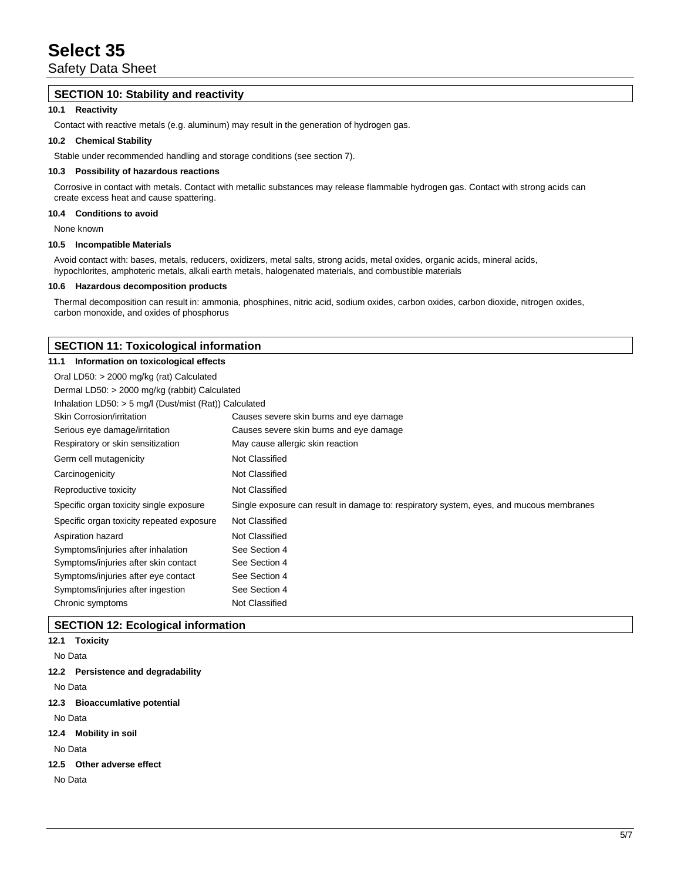## SECTION 10: Stability and reactivity

### 10.1 Reactivity

Contact with reactive metals (e.g. aluminum) may result in the generation of hydrogen gas.

### 10.2 Chemical Stability

Stable under recommended handling and storage conditions (see section 7).

### 10.3 Possibility of hazardous reactions

Corrosive in contact with metals. Contact with metallic substances may release flammable hydrogen gas. Contact with strong acids can create excess heat and cause spattering.

### 10.4 Conditions to avoid

None known

### 10.5 Incompatible Materials

Avoid contact with: bases, metals, reducers, oxidizers, metal salts, strong acids, metal oxides, organic acids, mineral acids, hypochlorites, amphoteric metals, alkali earth metals, halogenated materials, and combustible materials

### 10.6 Hazardous decomposition products

Thermal decomposition can result in: ammonia, phosphines, nitric acid, sodium oxides, carbon oxides, carbon dioxide, nitrogen oxides, carbon monoxide, and oxides of phosphorus

## SECTION 11: Toxicological information

### 11.1 Information on toxicological effects

Oral LD50: > 2000 mg/kg (rat) Calculated

Dermal LD50: > 2000 mg/kg (rabbit) Calculated

Inhalation LD50: > 5 mg/l (Dust/mist (Rat)) Calculated

| | |
|---|---|
| Skin Corrosion/irritation | Causes severe skin burns and eye damage |
| Serious eye damage/irritation | Causes severe skin burns and eye damage |
| Respiratory or skin sensitization | May cause allergic skin reaction |
| Germ cell mutagenicity | Not Classified |
| Carcinogenicity | Not Classified |
| Reproductive toxicity | Not Classified |
| Specific organ toxicity single exposure | Single exposure can result in damage to: respiratory system, eyes, and mucous membranes |
| Specific organ toxicity repeated exposure | Not Classified |
| Aspiration hazard | Not Classified |
| Symptoms/injuries after inhalation | See Section 4 |
| Symptoms/injuries after skin contact | See Section 4 |
| Symptoms/injuries after eye contact | See Section 4 |
| Symptoms/injuries after ingestion | See Section 4 |
| Chronic symptoms | Not Classified |

## SECTION 12: Ecological information

### 12.1 Toxicity

No Data

### 12.2 Persistence and degradability

No Data

### 12.3 Bioaccumlative potential

No Data

### 12.4 Mobility in soil

No Data

### 12.5 Other adverse effect

No Data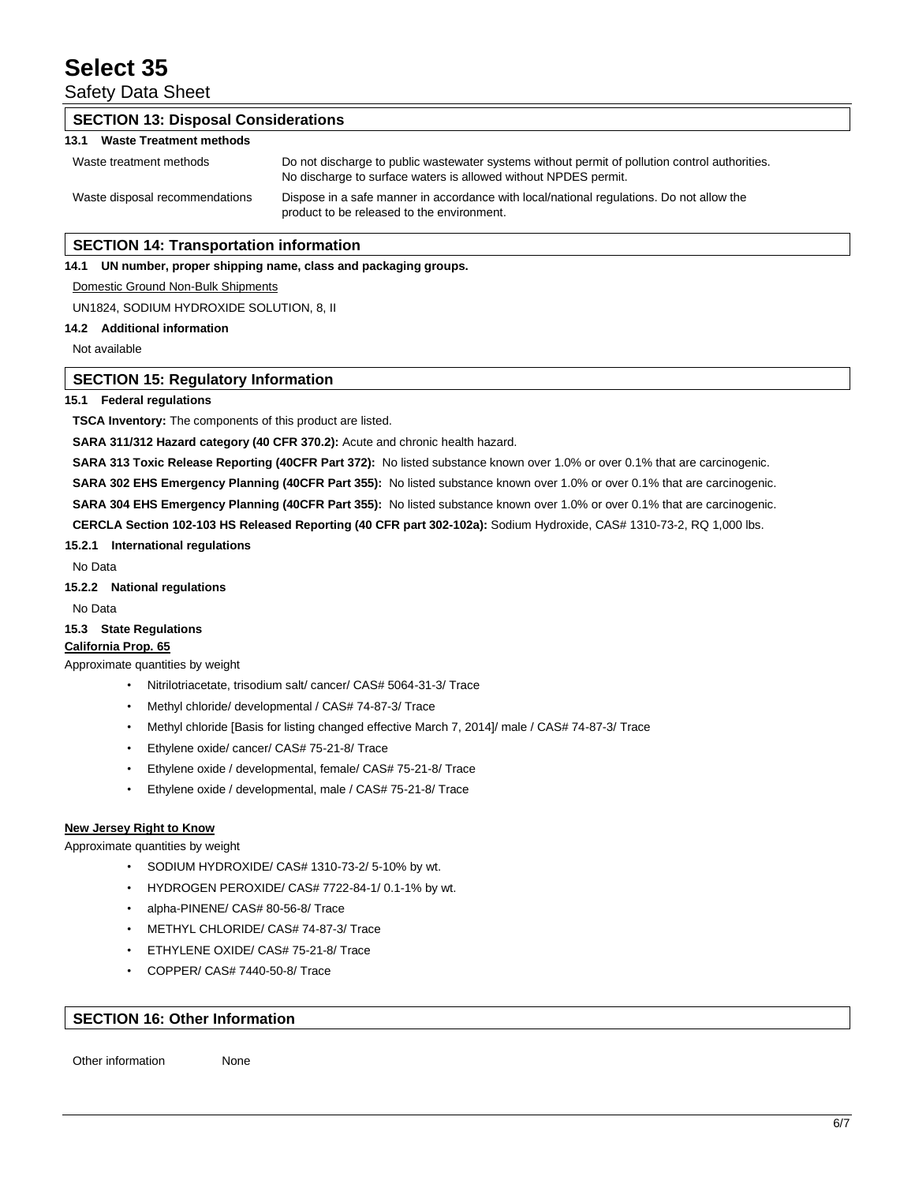# Select 35

Safety Data Sheet

## SECTION 13: Disposal Considerations

### 13.1 Waste Treatment methods

| | |
|---|---|
| Waste treatment methods | Do not discharge to public wastewater systems without permit of pollution control authorities. No discharge to surface waters is allowed without NPDES permit. |
| Waste disposal recommendations | Dispose in a safe manner in accordance with local/national regulations. Do not allow the product to be released to the environment. |

## SECTION 14: Transportation information

### 14.1 UN number, proper shipping name, class and packaging groups.

Domestic Ground Non-Bulk Shipments

UN1824, SODIUM HYDROXIDE SOLUTION, 8, II

### 14.2 Additional information

Not available

## SECTION 15: Regulatory Information

### 15.1 Federal regulations

**TSCA Inventory:** The components of this product are listed.

**SARA 311/312 Hazard category (40 CFR 370.2):** Acute and chronic health hazard.

**SARA 313 Toxic Release Reporting (40CFR Part 372):** No listed substance known over 1.0% or over 0.1% that are carcinogenic.

**SARA 302 EHS Emergency Planning (40CFR Part 355):** No listed substance known over 1.0% or over 0.1% that are carcinogenic.

**SARA 304 EHS Emergency Planning (40CFR Part 355):** No listed substance known over 1.0% or over 0.1% that are carcinogenic.

**CERCLA Section 102-103 HS Released Reporting (40 CFR part 302-102a):** Sodium Hydroxide, CAS# 1310-73-2, RQ 1,000 lbs.

### 15.2.1 International regulations

No Data

### 15.2.2 National regulations

No Data

### 15.3 State Regulations

**California Prop. 65**

Approximate quantities by weight

- Nitrilotriacetate, trisodium salt/ cancer/ CAS# 5064-31-3/ Trace
- Methyl chloride/ developmental / CAS# 74-87-3/ Trace
- Methyl chloride [Basis for listing changed effective March 7, 2014]/ male / CAS# 74-87-3/ Trace
- Ethylene oxide/ cancer/ CAS# 75-21-8/ Trace
- Ethylene oxide / developmental, female/ CAS# 75-21-8/ Trace
- Ethylene oxide / developmental, male / CAS# 75-21-8/ Trace

**New Jersey Right to Know**

Approximate quantities by weight

- SODIUM HYDROXIDE/ CAS# 1310-73-2/ 5-10% by wt.
- HYDROGEN PEROXIDE/ CAS# 7722-84-1/ 0.1-1% by wt.
- alpha-PINENE/ CAS# 80-56-8/ Trace
- METHYL CHLORIDE/ CAS# 74-87-3/ Trace
- ETHYLENE OXIDE/ CAS# 75-21-8/ Trace
- COPPER/ CAS# 7440-50-8/ Trace

## SECTION 16: Other Information

Other information None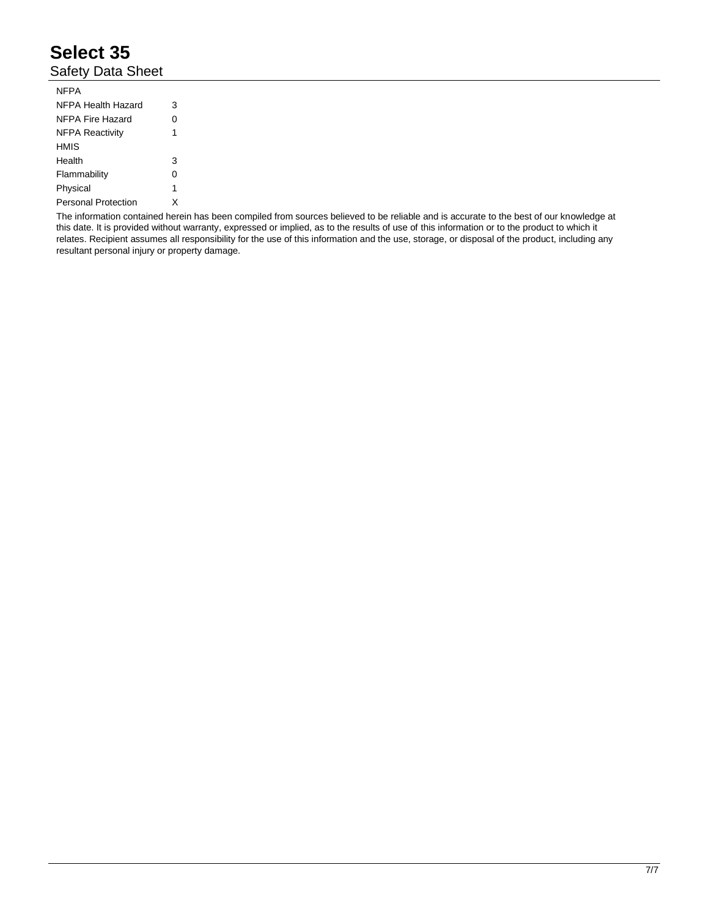| | |
|---|---|
| NFPA | |
| NFPA Health Hazard | 3 |
| NFPA Fire Hazard | 0 |
| NFPA Reactivity | 1 |
| HMIS | |
| Health | 3 |
| Flammability | 0 |
| Physical | 1 |
| Personal Protection | X |

The information contained herein has been compiled from sources believed to be reliable and is accurate to the best of our knowledge at this date. It is provided without warranty, expressed or implied, as to the results of use of this information or to the product to which it relates. Recipient assumes all responsibility for the use of this information and the use, storage, or disposal of the product, including any resultant personal injury or property damage.